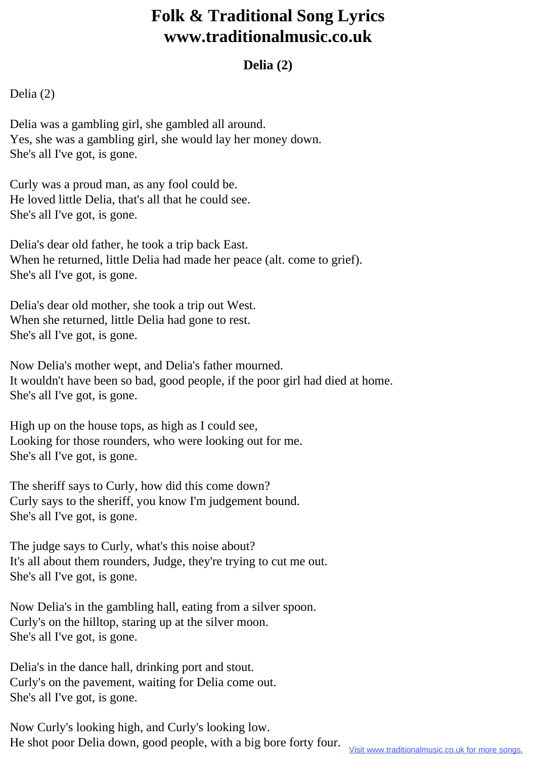# Folk & Traditional Song Lyrics www.traditionalmusic.co.uk

### Delia (2)

Delia (2)

Delia was a gambling girl, she gambled all around.
Yes, she was a gambling girl, she would lay her money down.
She's all I've got, is gone.

Curly was a proud man, as any fool could be.
He loved little Delia, that's all that he could see.
She's all I've got, is gone.

Delia's dear old father, he took a trip back East.
When he returned, little Delia had made her peace (alt. come to grief).
She's all I've got, is gone.

Delia's dear old mother, she took a trip out West.
When she returned, little Delia had gone to rest.
She's all I've got, is gone.

Now Delia's mother wept, and Delia's father mourned.
It wouldn't have been so bad, good people, if the poor girl had died at home.
She's all I've got, is gone.

High up on the house tops, as high as I could see,
Looking for those rounders, who were looking out for me.
She's all I've got, is gone.

The sheriff says to Curly, how did this come down?
Curly says to the sheriff, you know I'm judgement bound.
She's all I've got, is gone.

The judge says to Curly, what's this noise about?
It's all about them rounders, Judge, they're trying to cut me out.
She's all I've got, is gone.

Now Delia's in the gambling hall, eating from a silver spoon.
Curly's on the hilltop, staring up at the silver moon.
She's all I've got, is gone.

Delia's in the dance hall, drinking port and stout.
Curly's on the pavement, waiting for Delia come out.
She's all I've got, is gone.

Now Curly's looking high, and Curly's looking low.
He shot poor Delia down, good people, with a big bore forty four.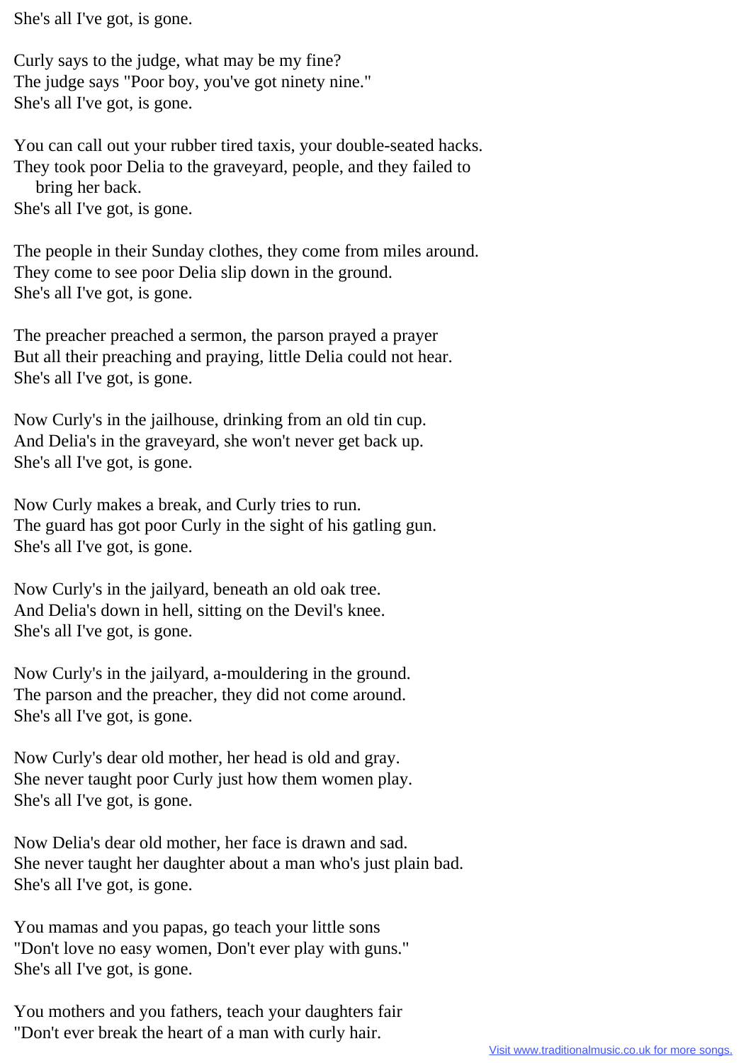She's all I've got, is gone.

Curly says to the judge, what may be my fine?
The judge says "Poor boy, you've got ninety nine."
She's all I've got, is gone.

You can call out your rubber tired taxis, your double-seated hacks.
They took poor Delia to the graveyard, people, and they failed to
bring her back.
She's all I've got, is gone.

The people in their Sunday clothes, they come from miles around.
They come to see poor Delia slip down in the ground.
She's all I've got, is gone.

The preacher preached a sermon, the parson prayed a prayer
But all their preaching and praying, little Delia could not hear.
She's all I've got, is gone.

Now Curly's in the jailhouse, drinking from an old tin cup.
And Delia's in the graveyard, she won't never get back up.
She's all I've got, is gone.

Now Curly makes a break, and Curly tries to run.
The guard has got poor Curly in the sight of his gatling gun.
She's all I've got, is gone.

Now Curly's in the jailyard, beneath an old oak tree.
And Delia's down in hell, sitting on the Devil's knee.
She's all I've got, is gone.

Now Curly's in the jailyard, a-mouldering in the ground.
The parson and the preacher, they did not come around.
She's all I've got, is gone.

Now Curly's dear old mother, her head is old and gray.
She never taught poor Curly just how them women play.
She's all I've got, is gone.

Now Delia's dear old mother, her face is drawn and sad.
She never taught her daughter about a man who's just plain bad.
She's all I've got, is gone.

You mamas and you papas, go teach your little sons
"Don't love no easy women, Don't ever play with guns."
She's all I've got, is gone.

You mothers and you fathers, teach your daughters fair
"Don't ever break the heart of a man with curly hair.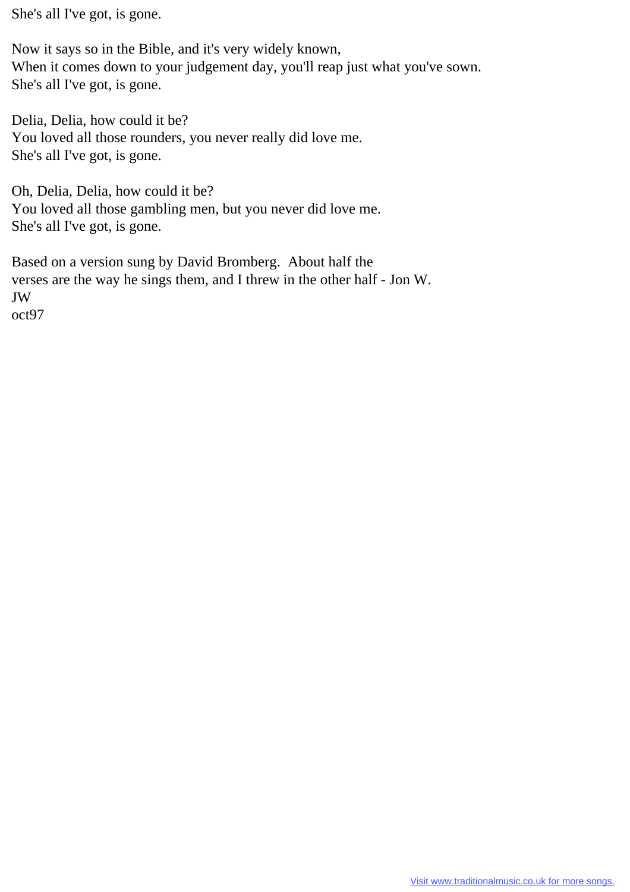She's all I've got, is gone.

Now it says so in the Bible, and it's very widely known,
When it comes down to your judgement day, you'll reap just what you've sown.
She's all I've got, is gone.

Delia, Delia, how could it be?
You loved all those rounders, you never really did love me.
She's all I've got, is gone.

Oh, Delia, Delia, how could it be?
You loved all those gambling men, but you never did love me.
She's all I've got, is gone.

Based on a version sung by David Bromberg. About half the
verses are the way he sings them, and I threw in the other half - Jon W.
JW
oct97